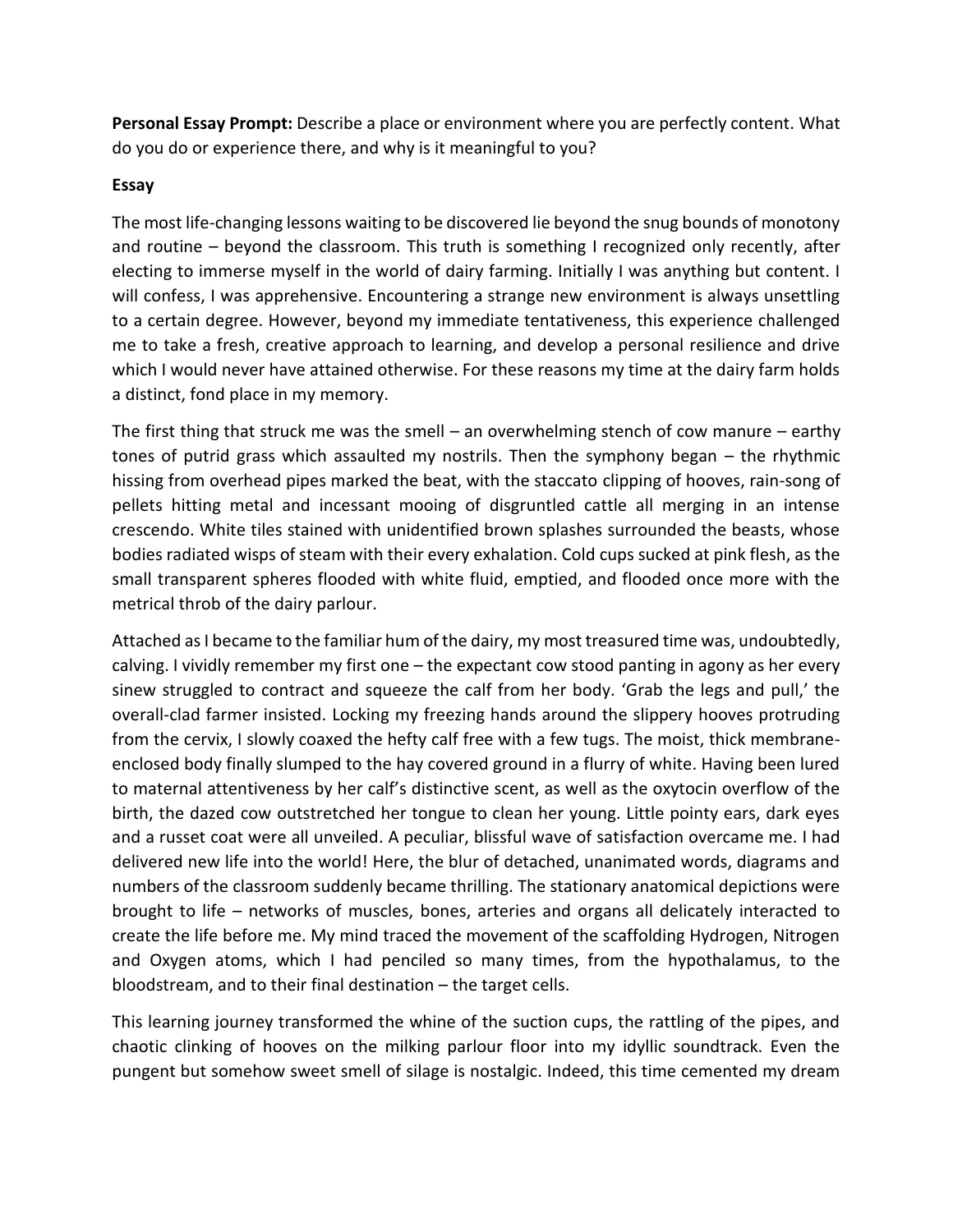**Personal Essay Prompt:** Describe a place or environment where you are perfectly content. What do you do or experience there, and why is it meaningful to you?

**Essay**

The most life-changing lessons waiting to be discovered lie beyond the snug bounds of monotony and routine – beyond the classroom. This truth is something I recognized only recently, after electing to immerse myself in the world of dairy farming. Initially I was anything but content. I will confess, I was apprehensive. Encountering a strange new environment is always unsettling to a certain degree. However, beyond my immediate tentativeness, this experience challenged me to take a fresh, creative approach to learning, and develop a personal resilience and drive which I would never have attained otherwise. For these reasons my time at the dairy farm holds a distinct, fond place in my memory.

The first thing that struck me was the smell – an overwhelming stench of cow manure – earthy tones of putrid grass which assaulted my nostrils. Then the symphony began – the rhythmic hissing from overhead pipes marked the beat, with the staccato clipping of hooves, rain-song of pellets hitting metal and incessant mooing of disgruntled cattle all merging in an intense crescendo. White tiles stained with unidentified brown splashes surrounded the beasts, whose bodies radiated wisps of steam with their every exhalation. Cold cups sucked at pink flesh, as the small transparent spheres flooded with white fluid, emptied, and flooded once more with the metrical throb of the dairy parlour.

Attached as I became to the familiar hum of the dairy, my most treasured time was, undoubtedly, calving. I vividly remember my first one – the expectant cow stood panting in agony as her every sinew struggled to contract and squeeze the calf from her body. 'Grab the legs and pull,' the overall-clad farmer insisted. Locking my freezing hands around the slippery hooves protruding from the cervix, I slowly coaxed the hefty calf free with a few tugs. The moist, thick membrane-enclosed body finally slumped to the hay covered ground in a flurry of white. Having been lured to maternal attentiveness by her calf's distinctive scent, as well as the oxytocin overflow of the birth, the dazed cow outstretched her tongue to clean her young. Little pointy ears, dark eyes and a russet coat were all unveiled. A peculiar, blissful wave of satisfaction overcame me. I had delivered new life into the world! Here, the blur of detached, unanimated words, diagrams and numbers of the classroom suddenly became thrilling. The stationary anatomical depictions were brought to life – networks of muscles, bones, arteries and organs all delicately interacted to create the life before me. My mind traced the movement of the scaffolding Hydrogen, Nitrogen and Oxygen atoms, which I had penciled so many times, from the hypothalamus, to the bloodstream, and to their final destination – the target cells.

This learning journey transformed the whine of the suction cups, the rattling of the pipes, and chaotic clinking of hooves on the milking parlour floor into my idyllic soundtrack. Even the pungent but somehow sweet smell of silage is nostalgic. Indeed, this time cemented my dream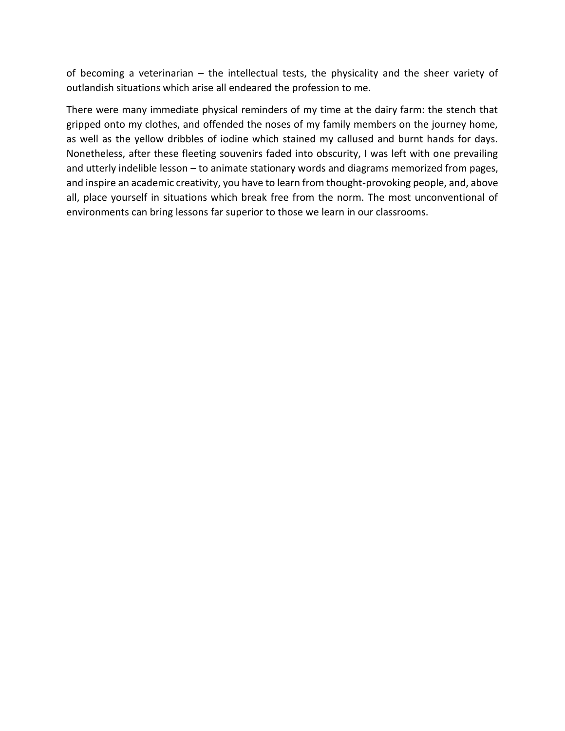of becoming a veterinarian – the intellectual tests, the physicality and the sheer variety of outlandish situations which arise all endeared the profession to me.

There were many immediate physical reminders of my time at the dairy farm: the stench that gripped onto my clothes, and offended the noses of my family members on the journey home, as well as the yellow dribbles of iodine which stained my callused and burnt hands for days. Nonetheless, after these fleeting souvenirs faded into obscurity, I was left with one prevailing and utterly indelible lesson – to animate stationary words and diagrams memorized from pages, and inspire an academic creativity, you have to learn from thought-provoking people, and, above all, place yourself in situations which break free from the norm. The most unconventional of environments can bring lessons far superior to those we learn in our classrooms.